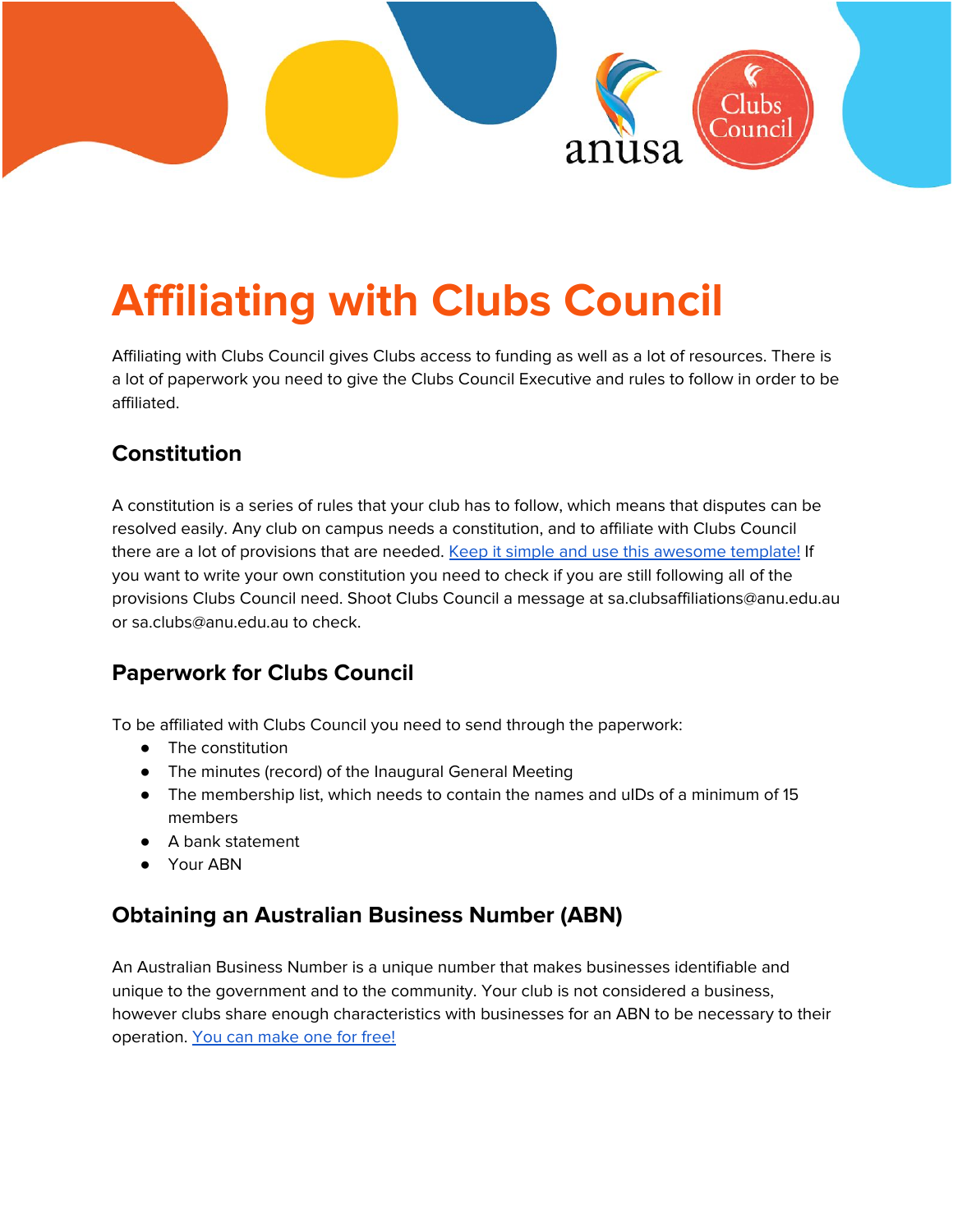# Affiliating with Clubs Council

Affiliating with Clubs Council gives Clubs access to funding as well as a lot of resources. There is a lot of paperwork you need to give the Clubs Council Executive and rules to follow in order to be affiliated.

## Constitution

A constitution is a series of rules that your club has to follow, which means that disputes can be resolved easily. Any club on campus needs a constitution, and to affiliate with Clubs Council there are a lot of provisions that are needed. Keep it simple and use this awesome template! If you want to write your own constitution you need to check if you are still following all of the provisions Clubs Council need. Shoot Clubs Council a message at sa.clubsaffiliations@anu.edu.au or sa.clubs@anu.edu.au to check.

## Paperwork for Clubs Council

To be affiliated with Clubs Council you need to send through the paperwork:

- The constitution
- The minutes (record) of the Inaugural General Meeting
- The membership list, which needs to contain the names and uIDs of a minimum of 15 members
- A bank statement
- Your ABN

## Obtaining an Australian Business Number (ABN)

An Australian Business Number is a unique number that makes businesses identifiable and unique to the government and to the community. Your club is not considered a business, however clubs share enough characteristics with businesses for an ABN to be necessary to their operation. You can make one for free!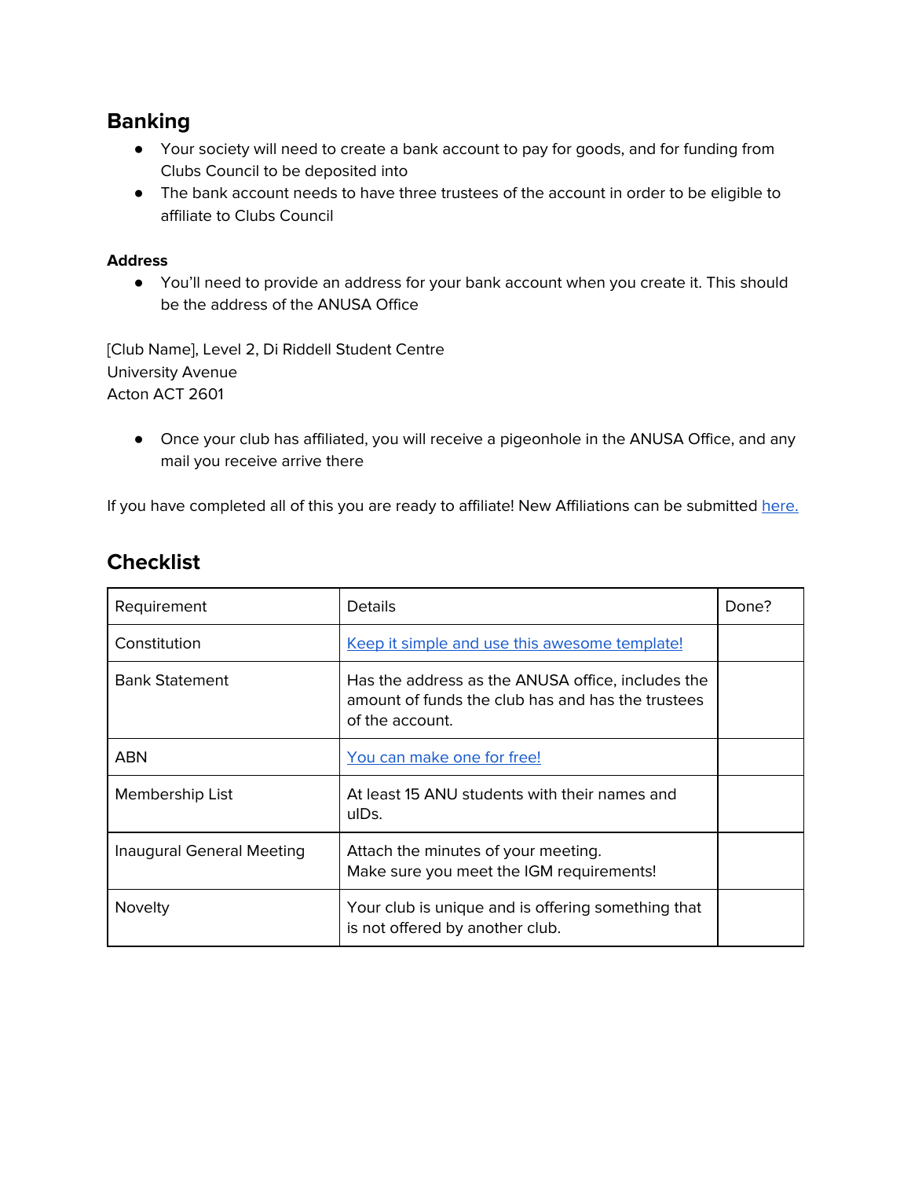## Banking

- Your society will need to create a bank account to pay for goods, and for funding from Clubs Council to be deposited into
- The bank account needs to have three trustees of the account in order to be eligible to affiliate to Clubs Council

### Address

- You'll need to provide an address for your bank account when you create it. This should be the address of the ANUSA Office

[Club Name], Level 2, Di Riddell Student Centre
University Avenue
Acton ACT 2601

- Once your club has affiliated, you will receive a pigeonhole in the ANUSA Office, and any mail you receive arrive there

If you have completed all of this you are ready to affiliate! New Affiliations can be submitted here.

## Checklist

| Requirement | Details | Done? |
| --- | --- | --- |
| Constitution | Keep it simple and use this awesome template! | |
| Bank Statement | Has the address as the ANUSA office, includes the amount of funds the club has and has the trustees of the account. | |
| ABN | You can make one for free! | |
| Membership List | At least 15 ANU students with their names and uIDs. | |
| Inaugural General Meeting | Attach the minutes of your meeting.<br>Make sure you meet the IGM requirements! | |
| Novelty | Your club is unique and is offering something that is not offered by another club. | |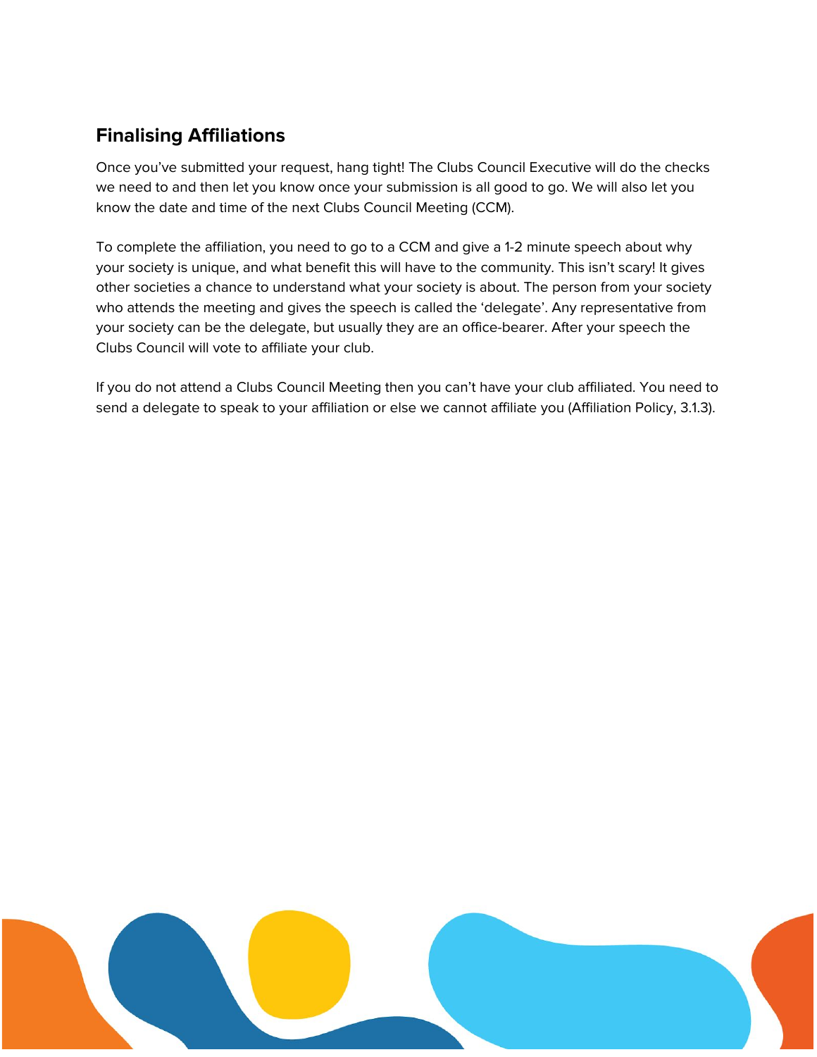## Finalising Affiliations

Once you've submitted your request, hang tight! The Clubs Council Executive will do the checks we need to and then let you know once your submission is all good to go. We will also let you know the date and time of the next Clubs Council Meeting (CCM).

To complete the affiliation, you need to go to a CCM and give a 1-2 minute speech about why your society is unique, and what benefit this will have to the community. This isn't scary! It gives other societies a chance to understand what your society is about. The person from your society who attends the meeting and gives the speech is called the 'delegate'. Any representative from your society can be the delegate, but usually they are an office-bearer. After your speech the Clubs Council will vote to affiliate your club.

If you do not attend a Clubs Council Meeting then you can't have your club affiliated. You need to send a delegate to speak to your affiliation or else we cannot affiliate you (Affiliation Policy, 3.1.3).